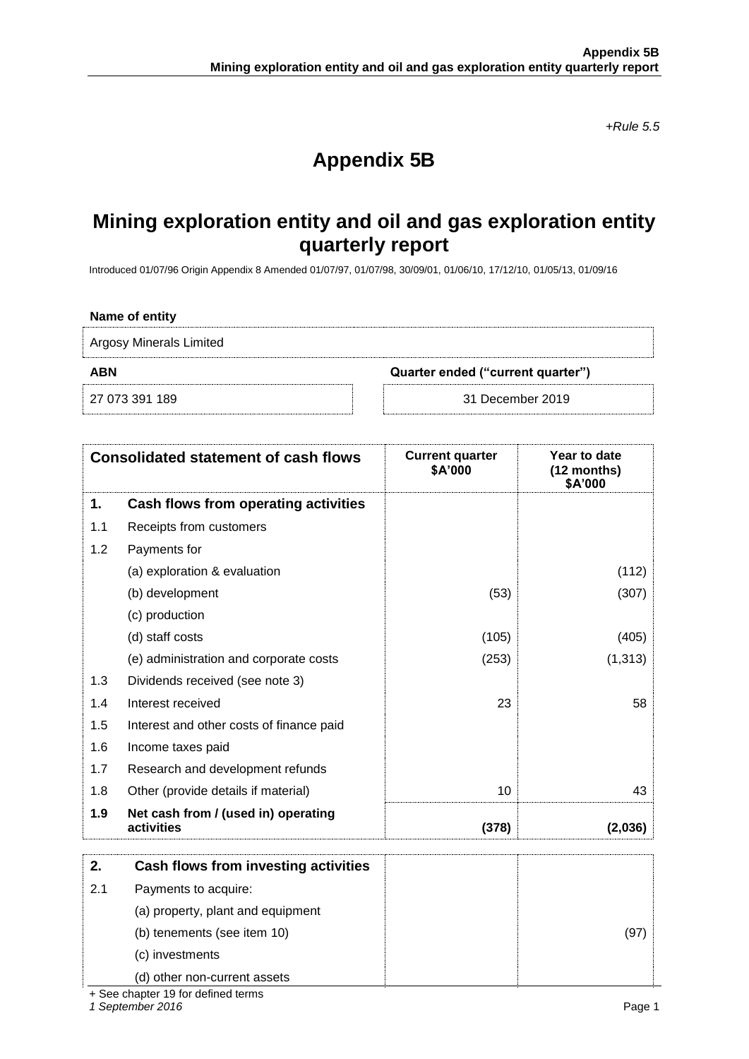*+Rule 5.5*

# Appendix 5B

## Mining exploration entity and oil and gas exploration entity quarterly report

Introduced 01/07/96 Origin Appendix 8 Amended 01/07/97, 01/07/98, 30/09/01, 01/06/10, 17/12/10, 01/05/13, 01/09/16

| Name of entity | |
|---|---|
| Argosy Minerals Limited | |
| **ABN** | **Quarter ended ("current quarter")** |
| 27 073 391 189 | 31 December 2019 |

| **Consolidated statement of cash flows** | | **Current quarter \$A'000** | **Year to date (12 months) \$A'000** |
|---|---|---|---|
| **1.** | **Cash flows from operating activities** | | |
| 1.1 | Receipts from customers | | |
| 1.2 | Payments for | | |
| | (a) exploration & evaluation | | (112) |
| | (b) development | (53) | (307) |
| | (c) production | | |
| | (d) staff costs | (105) | (405) |
| | (e) administration and corporate costs | (253) | (1,313) |
| 1.3 | Dividends received (see note 3) | | |
| 1.4 | Interest received | 23 | 58 |
| 1.5 | Interest and other costs of finance paid | | |
| 1.6 | Income taxes paid | | |
| 1.7 | Research and development refunds | | |
| 1.8 | Other (provide details if material) | 10 | 43 |
| **1.9** | **Net cash from / (used in) operating activities** | **(378)** | **(2,036)** |
| **2.** | **Cash flows from investing activities** | | |
| 2.1 | Payments to acquire: | | |
| | (a) property, plant and equipment | | |
| | (b) tenements (see item 10) | | (97) |
| | (c) investments | | |
| | (d) other non-current assets | | |

+ See chapter 19 for defined terms

*1 September 2016*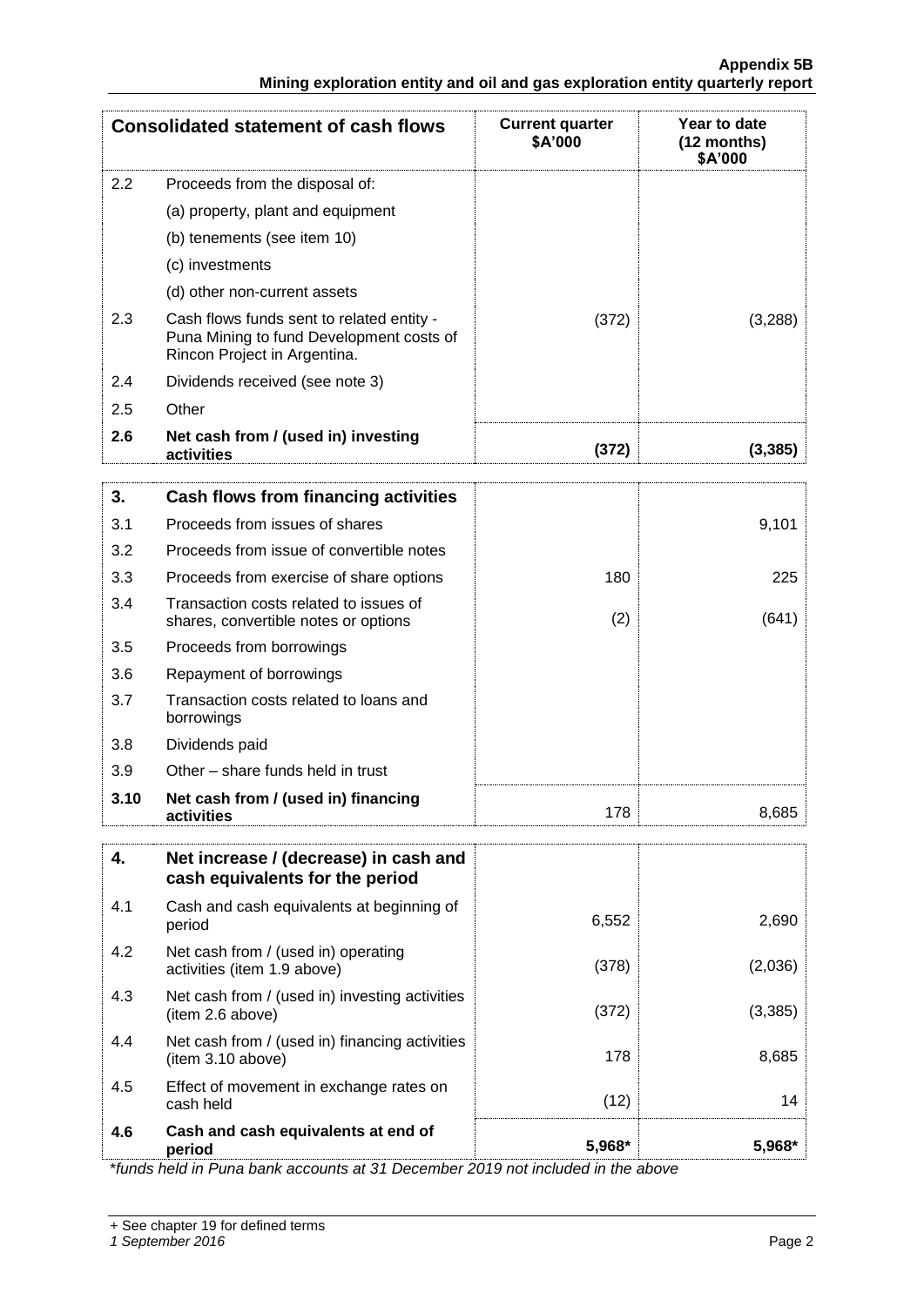| Consolidated statement of cash flows | | Current quarter $A'000 | Year to date (12 months) $A'000 |
|---|---|---|---|
| 2.2 | Proceeds from the disposal of: | | |
| | (a) property, plant and equipment | | |
| | (b) tenements (see item 10) | | |
| | (c) investments | | |
| | (d) other non-current assets | | |
| 2.3 | Cash flows funds sent to related entity - Puna Mining to fund Development costs of Rincon Project in Argentina. | (372) | (3,288) |
| 2.4 | Dividends received (see note 3) | | |
| 2.5 | Other | | |
| **2.6** | **Net cash from / (used in) investing activities** | **(372)** | **(3,385)** |
| **3.** | **Cash flows from financing activities** | | |
| 3.1 | Proceeds from issues of shares | | 9,101 |
| 3.2 | Proceeds from issue of convertible notes | | |
| 3.3 | Proceeds from exercise of share options | 180 | 225 |
| 3.4 | Transaction costs related to issues of shares, convertible notes or options | (2) | (641) |
| 3.5 | Proceeds from borrowings | | |
| 3.6 | Repayment of borrowings | | |
| 3.7 | Transaction costs related to loans and borrowings | | |
| 3.8 | Dividends paid | | |
| 3.9 | Other – share funds held in trust | | |
| **3.10** | **Net cash from / (used in) financing activities** | 178 | 8,685 |
| **4.** | **Net increase / (decrease) in cash and cash equivalents for the period** | | |
| 4.1 | Cash and cash equivalents at beginning of period | 6,552 | 2,690 |
| 4.2 | Net cash from / (used in) operating activities (item 1.9 above) | (378) | (2,036) |
| 4.3 | Net cash from / (used in) investing activities (item 2.6 above) | (372) | (3,385) |
| 4.4 | Net cash from / (used in) financing activities (item 3.10 above) | 178 | 8,685 |
| 4.5 | Effect of movement in exchange rates on cash held | (12) | 14 |
| **4.6** | **Cash and cash equivalents at end of period** | **5,968*** | **5,968*** |

*\*funds held in Puna bank accounts at 31 December 2019 not included in the above*

+ See chapter 19 for defined terms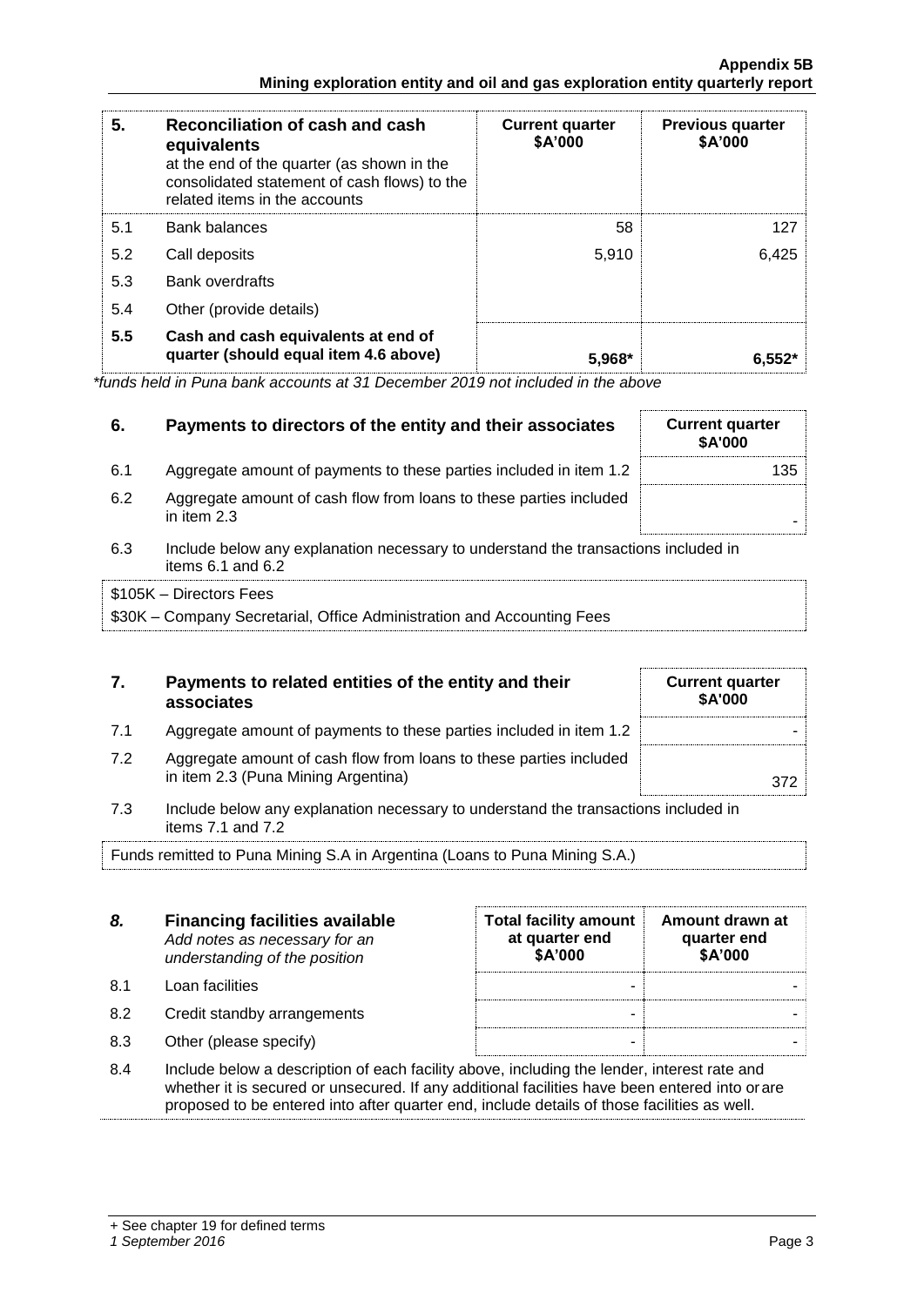| 5. | Reconciliation of cash and cash equivalents at the end of the quarter (as shown in the consolidated statement of cash flows) to the related items in the accounts | Current quarter $A'000 | Previous quarter $A'000 |
|---|---|---|---|
| 5.1 | Bank balances | 58 | 127 |
| 5.2 | Call deposits | 5,910 | 6,425 |
| 5.3 | Bank overdrafts | | |
| 5.4 | Other (provide details) | | |
| **5.5** | **Cash and cash equivalents at end of quarter (should equal item 4.6 above)** | **5,968*** | **6,552*** |

*funds held in Puna bank accounts at 31 December 2019 not included in the above*

| 6. | Payments to directors of the entity and their associates | Current quarter $A'000 |
|---|---|---|
| 6.1 | Aggregate amount of payments to these parties included in item 1.2 | 135 |
| 6.2 | Aggregate amount of cash flow from loans to these parties included in item 2.3 | - |

6.3 Include below any explanation necessary to understand the transactions included in items 6.1 and 6.2

$105K – Directors Fees
$30K – Company Secretarial, Office Administration and Accounting Fees

| 7. | Payments to related entities of the entity and their associates | Current quarter $A'000 |
|---|---|---|
| 7.1 | Aggregate amount of payments to these parties included in item 1.2 | - |
| 7.2 | Aggregate amount of cash flow from loans to these parties included in item 2.3 (Puna Mining Argentina) | 372 |

7.3 Include below any explanation necessary to understand the transactions included in items 7.1 and 7.2

Funds remitted to Puna Mining S.A in Argentina (Loans to Puna Mining S.A.)

| *8.* | **Financing facilities available** *Add notes as necessary for an understanding of the position* | Total facility amount at quarter end $A'000 | Amount drawn at quarter end $A'000 |
|---|---|---|---|
| 8.1 | Loan facilities | - | - |
| 8.2 | Credit standby arrangements | - | - |
| 8.3 | Other (please specify) | - | - |

8.4 Include below a description of each facility above, including the lender, interest rate and whether it is secured or unsecured. If any additional facilities have been entered into or are proposed to be entered into after quarter end, include details of those facilities as well.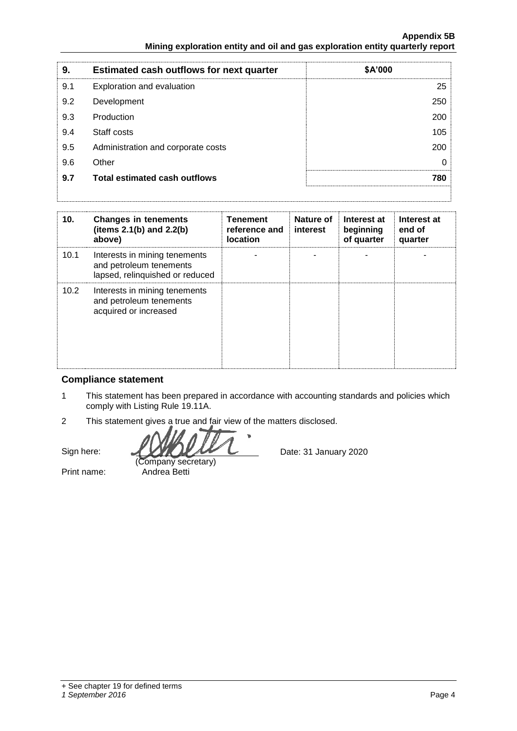| 9. | Estimated cash outflows for next quarter | $A'000 |
|---|---|---|
| 9.1 | Exploration and evaluation | 25 |
| 9.2 | Development | 250 |
| 9.3 | Production | 200 |
| 9.4 | Staff costs | 105 |
| 9.5 | Administration and corporate costs | 200 |
| 9.6 | Other | 0 |
| **9.7** | **Total estimated cash outflows** | **780** |

| 10. | Changes in tenements (items 2.1(b) and 2.2(b) above) | Tenement reference and location | Nature of interest | Interest at beginning of quarter | Interest at end of quarter |
|---|---|---|---|---|---|
| 10.1 | Interests in mining tenements and petroleum tenements lapsed, relinquished or reduced | - | - | - | - |
| 10.2 | Interests in mining tenements and petroleum tenements acquired or increased | | | | |

## Compliance statement

1 This statement has been prepared in accordance with accounting standards and policies which comply with Listing Rule 19.11A.

2 This statement gives a true and fair view of the matters disclosed.

Sign here: ............................................ Date: 31 January 2020
(Company secretary)

Print name: Andrea Betti

+ See chapter 19 for defined terms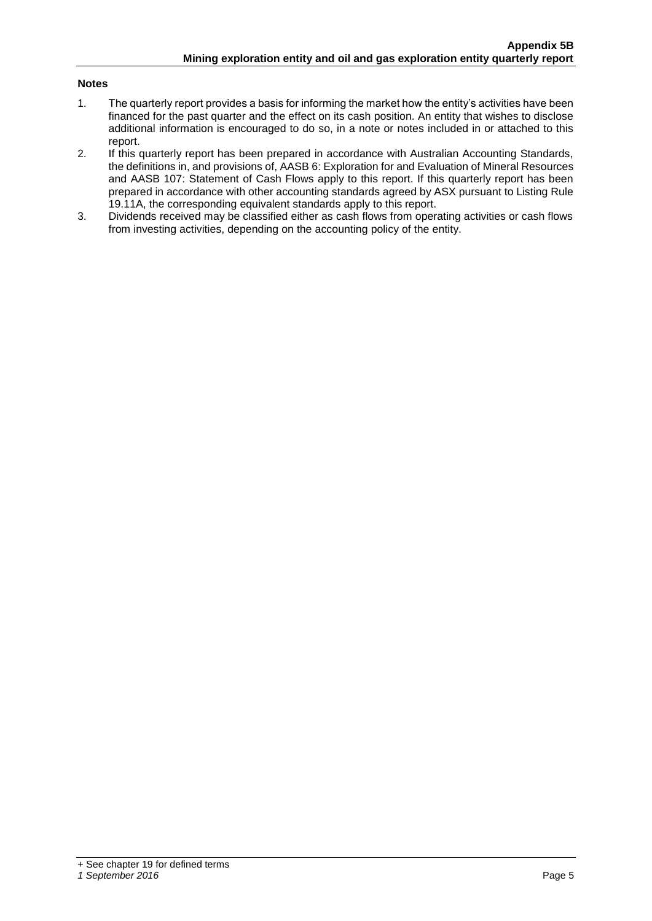### Notes

1. The quarterly report provides a basis for informing the market how the entity's activities have been financed for the past quarter and the effect on its cash position. An entity that wishes to disclose additional information is encouraged to do so, in a note or notes included in or attached to this report.
2. If this quarterly report has been prepared in accordance with Australian Accounting Standards, the definitions in, and provisions of, AASB 6: Exploration for and Evaluation of Mineral Resources and AASB 107: Statement of Cash Flows apply to this report. If this quarterly report has been prepared in accordance with other accounting standards agreed by ASX pursuant to Listing Rule 19.11A, the corresponding equivalent standards apply to this report.
3. Dividends received may be classified either as cash flows from operating activities or cash flows from investing activities, depending on the accounting policy of the entity.